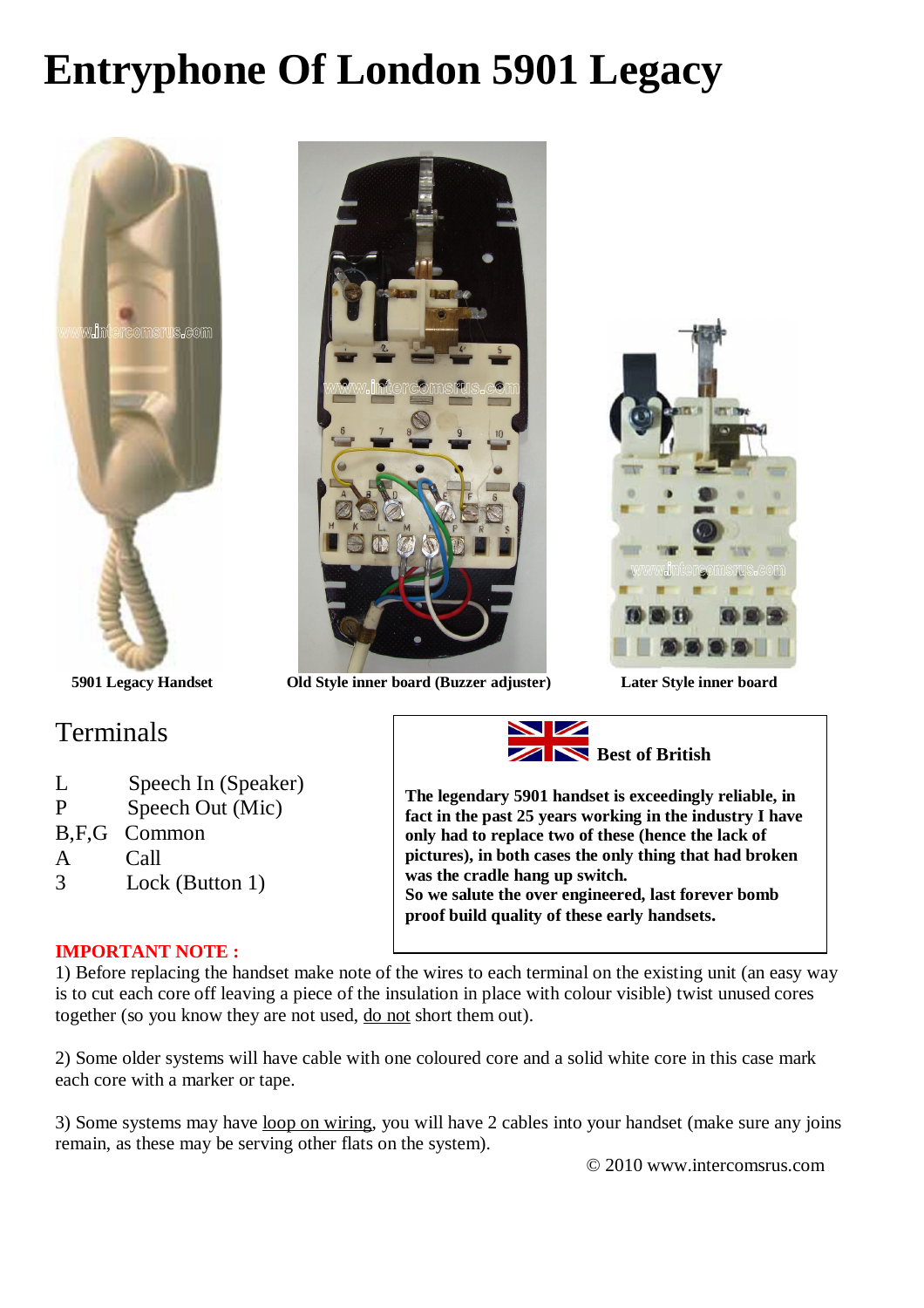# Entryphone Of London 5901 Legacy

**5901 Legacy Handset** **Old Style inner board (Buzzer adjuster)** **Later Style inner board**

## Terminals

| | |
|---|---|
| L | Speech In (Speaker) |
| P | Speech Out (Mic) |
| B,F,G | Common |
| A | Call |
| 3 | Lock (Button 1) |

**Best of British**

**The legendary 5901 handset is exceedingly reliable, in fact in the past 25 years working in the industry I have only had to replace two of these (hence the lack of pictures), in both cases the only thing that had broken was the cradle hang up switch.**
**So we salute the over engineered, last forever bomb proof build quality of these early handsets.**

**IMPORTANT NOTE :**

1) Before replacing the handset make note of the wires to each terminal on the existing unit (an easy way is to cut each core off leaving a piece of the insulation in place with colour visible) twist unused cores together (so you know they are not used, do not short them out).

2) Some older systems will have cable with one coloured core and a solid white core in this case mark each core with a marker or tape.

3) Some systems may have loop on wiring, you will have 2 cables into your handset (make sure any joins remain, as these may be serving other flats on the system).

© 2010 www.intercomsrus.com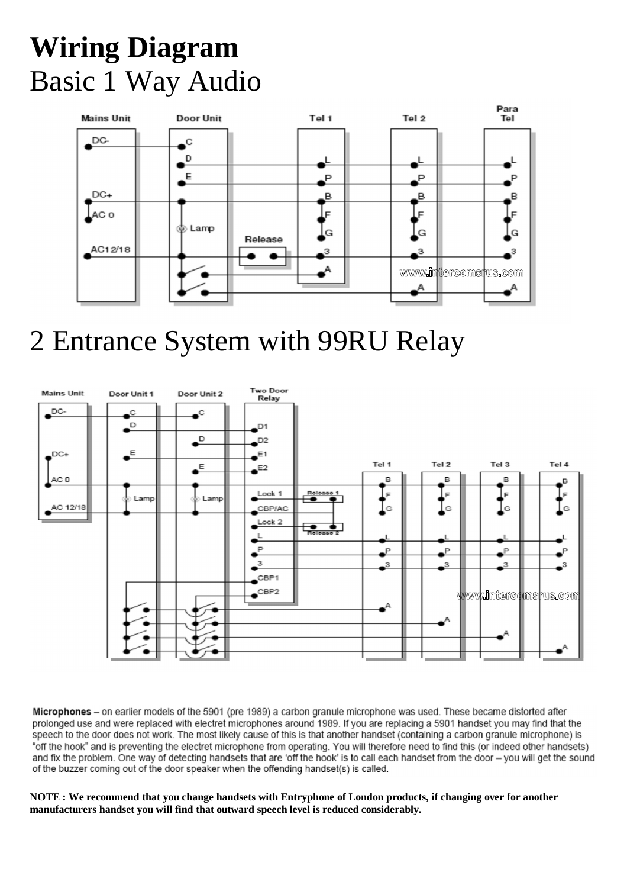# Wiring Diagram

## Basic 1 Way Audio

Mains Unit
DC-
DC+
AC 0
AC12/18

Door Unit
C
D
E
Lamp

Release

Tel 1
L
P
B
F
G
3
A

Tel 2
L
P
B
F
G
3
A

Para Tel
L
P
B
F
G
3
A

www.intercomsrus.com

## 2 Entrance System with 99RU Relay

Mains Unit
DC-
DC+
AC 0
AC 12/18

Door Unit 1
C
D
E
Lamp

Door Unit 2
C
D
E
Lamp

Two Door Relay
D1
D2
E1
E2
Lock 1
CBP/AC
Lock 2
L
P
3
CBP1
CBP2

Release 1
Release 2

Tel 1
B
F
G
L
P
3
A

Tel 2
B
F
G
L
P
3
A

Tel 3
B
F
G
L
P
3
A

Tel 4
B
F
G
L
P
3
A

www.intercomsrus.com

**Microphones** – on earlier models of the 5901 (pre 1989) a carbon granule microphone was used. These became distorted after prolonged use and were replaced with electret microphones around 1989. If you are replacing a 5901 handset you may find that the speech to the door does not work. The most likely cause of this is that another handset (containing a carbon granule microphone) is "off the hook" and is preventing the electret microphone from operating. You will therefore need to find this (or indeed other handsets) and fix the problem. One way of detecting handsets that are 'off the hook' is to call each handset from the door – you will get the sound of the buzzer coming out of the door speaker when the offending handset(s) is called.

**NOTE : We recommend that you change handsets with Entryphone of London products, if changing over for another manufacturers handset you will find that outward speech level is reduced considerably.**